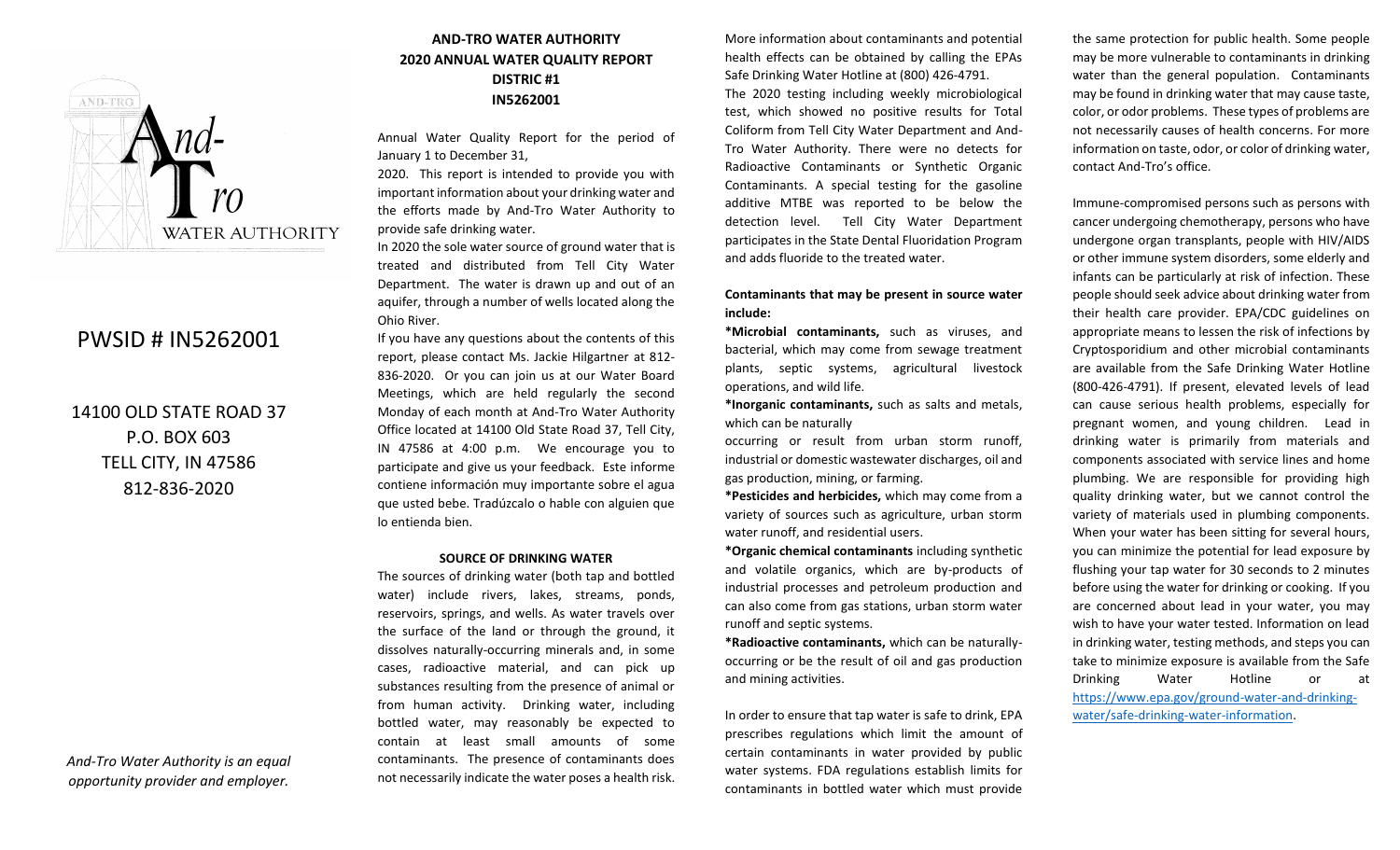And-Tro WATER AUTHORITY

# PWSID # IN5262001

14100 OLD STATE ROAD 37
P.O. BOX 603
TELL CITY, IN 47586
812-836-2020

*And-Tro Water Authority is an equal opportunity provider and employer.*

## AND-TRO WATER AUTHORITY
## 2020 ANNUAL WATER QUALITY REPORT
## DISTRIC #1
## IN5262001

Annual Water Quality Report for the period of January 1 to December 31, 2020. This report is intended to provide you with important information about your drinking water and the efforts made by And-Tro Water Authority to provide safe drinking water.

In 2020 the sole water source of ground water that is treated and distributed from Tell City Water Department. The water is drawn up and out of an aquifer, through a number of wells located along the Ohio River.

If you have any questions about the contents of this report, please contact Ms. Jackie Hilgartner at 812-836-2020. Or you can join us at our Water Board Meetings, which are held regularly the second Monday of each month at And-Tro Water Authority Office located at 14100 Old State Road 37, Tell City, IN 47586 at 4:00 p.m. We encourage you to participate and give us your feedback. Este informe contiene información muy importante sobre el agua que usted bebe. Tradúzcalo o hable con alguien que lo entienda bien.

### SOURCE OF DRINKING WATER

The sources of drinking water (both tap and bottled water) include rivers, lakes, streams, ponds, reservoirs, springs, and wells. As water travels over the surface of the land or through the ground, it dissolves naturally-occurring minerals and, in some cases, radioactive material, and can pick up substances resulting from the presence of animal or from human activity. Drinking water, including bottled water, may reasonably be expected to contain at least small amounts of some contaminants. The presence of contaminants does not necessarily indicate the water poses a health risk. More information about contaminants and potential health effects can be obtained by calling the EPAs Safe Drinking Water Hotline at (800) 426-4791.

The 2020 testing including weekly microbiological test, which showed no positive results for Total Coliform from Tell City Water Department and And-Tro Water Authority. There were no detects for Radioactive Contaminants or Synthetic Organic Contaminants. A special testing for the gasoline additive MTBE was reported to be below the detection level. Tell City Water Department participates in the State Dental Fluoridation Program and adds fluoride to the treated water.

**Contaminants that may be present in source water include:**

***Microbial contaminants,** such as viruses, and bacterial, which may come from sewage treatment plants, septic systems, agricultural livestock operations, and wild life.

***Inorganic contaminants,** such as salts and metals, which can be naturally occurring or result from urban storm runoff, industrial or domestic wastewater discharges, oil and gas production, mining, or farming.

***Pesticides and herbicides,** which may come from a variety of sources such as agriculture, urban storm water runoff, and residential users.

***Organic chemical contaminants** including synthetic and volatile organics, which are by-products of industrial processes and petroleum production and can also come from gas stations, urban storm water runoff and septic systems.

***Radioactive contaminants,** which can be naturally-occurring or be the result of oil and gas production and mining activities.

In order to ensure that tap water is safe to drink, EPA prescribes regulations which limit the amount of certain contaminants in water provided by public water systems. FDA regulations establish limits for contaminants in bottled water which must provide the same protection for public health. Some people may be more vulnerable to contaminants in drinking water than the general population. Contaminants may be found in drinking water that may cause taste, color, or odor problems. These types of problems are not necessarily causes of health concerns. For more information on taste, odor, or color of drinking water, contact And-Tro's office.

Immune-compromised persons such as persons with cancer undergoing chemotherapy, persons who have undergone organ transplants, people with HIV/AIDS or other immune system disorders, some elderly and infants can be particularly at risk of infection. These people should seek advice about drinking water from their health care provider. EPA/CDC guidelines on appropriate means to lessen the risk of infections by Cryptosporidium and other microbial contaminants are available from the Safe Drinking Water Hotline (800-426-4791). If present, elevated levels of lead can cause serious health problems, especially for pregnant women, and young children. Lead in drinking water is primarily from materials and components associated with service lines and home plumbing. We are responsible for providing high quality drinking water, but we cannot control the variety of materials used in plumbing components. When your water has been sitting for several hours, you can minimize the potential for lead exposure by flushing your tap water for 30 seconds to 2 minutes before using the water for drinking or cooking. If you are concerned about lead in your water, you may wish to have your water tested. Information on lead in drinking water, testing methods, and steps you can take to minimize exposure is available from the Safe Drinking Water Hotline or at https://www.epa.gov/ground-water-and-drinking-water/safe-drinking-water-information.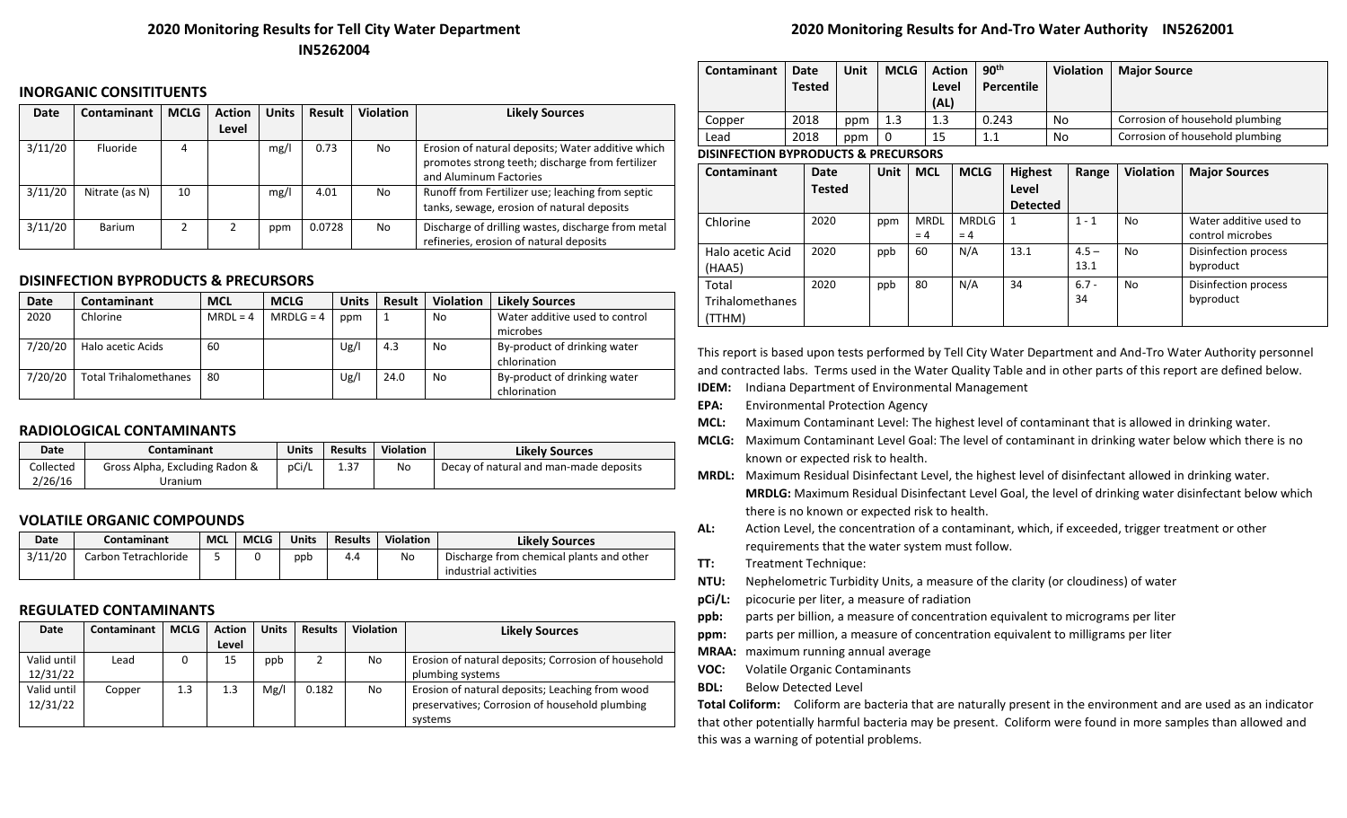## 2020 Monitoring Results for Tell City Water Department

**IN5262004**

### INORGANIC CONSITITUENTS

| Date | Contaminant | MCLG | Action Level | Units | Result | Violation | Likely Sources |
|---|---|---|---|---|---|---|---|
| 3/11/20 | Fluoride | 4 | | mg/l | 0.73 | No | Erosion of natural deposits; Water additive which promotes strong teeth; discharge from fertilizer and Aluminum Factories |
| 3/11/20 | Nitrate (as N) | 10 | | mg/l | 4.01 | No | Runoff from Fertilizer use; leaching from septic tanks, sewage, erosion of natural deposits |
| 3/11/20 | Barium | 2 | 2 | ppm | 0.0728 | No | Discharge of drilling wastes, discharge from metal refineries, erosion of natural deposits |

### DISINFECTION BYPRODUCTS & PRECURSORS

| Date | Contaminant | MCL | MCLG | Units | Result | Violation | Likely Sources |
|---|---|---|---|---|---|---|---|
| 2020 | Chlorine | MRDL = 4 | MRDLG = 4 | ppm | 1 | No | Water additive used to control microbes |
| 7/20/20 | Halo acetic Acids | 60 | | Ug/l | 4.3 | No | By-product of drinking water chlorination |
| 7/20/20 | Total Trihalomethanes | 80 | | Ug/l | 24.0 | No | By-product of drinking water chlorination |

### RADIOLOGICAL CONTAMINANTS

| Date | Contaminant | Units | Results | Violation | Likely Sources |
|---|---|---|---|---|---|
| Collected 2/26/16 | Gross Alpha, Excluding Radon & Uranium | pCi/L | 1.37 | No | Decay of natural and man-made deposits |

### VOLATILE ORGANIC COMPOUNDS

| Date | Contaminant | MCL | MCLG | Units | Results | Violation | Likely Sources |
|---|---|---|---|---|---|---|---|
| 3/11/20 | Carbon Tetrachloride | 5 | 0 | ppb | 4.4 | No | Discharge from chemical plants and other industrial activities |

### REGULATED CONTAMINANTS

| Date | Contaminant | MCLG | Action Level | Units | Results | Violation | Likely Sources |
|---|---|---|---|---|---|---|---|
| Valid until 12/31/22 | Lead | 0 | 15 | ppb | 2 | No | Erosion of natural deposits; Corrosion of household plumbing systems |
| Valid until 12/31/22 | Copper | 1.3 | 1.3 | Mg/l | 0.182 | No | Erosion of natural deposits; Leaching from wood preservatives; Corrosion of household plumbing systems |

## 2020 Monitoring Results for And-Tro Water Authority IN5262001

| Contaminant | Date Tested | Unit | MCLG | Action Level (AL) | 90th Percentile | Violation | Major Source |
|---|---|---|---|---|---|---|---|
| Copper | 2018 | ppm | 1.3 | 1.3 | 0.243 | No | Corrosion of household plumbing |
| Lead | 2018 | ppm | 0 | 15 | 1.1 | No | Corrosion of household plumbing |

### DISINFECTION BYPRODUCTS & PRECURSORS

| Contaminant | Date Tested | Unit | MCL | MCLG | Highest Level Detected | Range | Violation | Major Sources |
|---|---|---|---|---|---|---|---|---|
| Chlorine | 2020 | ppm | MRDL = 4 | MRDLG = 4 | 1 | 1 - 1 | No | Water additive used to control microbes |
| Halo acetic Acid (HAA5) | 2020 | ppb | 60 | N/A | 13.1 | 4.5 – 13.1 | No | Disinfection process byproduct |
| Total Trihalomethanes (TTHM) | 2020 | ppb | 80 | N/A | 34 | 6.7 - 34 | No | Disinfection process byproduct |

This report is based upon tests performed by Tell City Water Department and And-Tro Water Authority personnel and contracted labs. Terms used in the Water Quality Table and in other parts of this report are defined below.

**IDEM:** Indiana Department of Environmental Management

**EPA:** Environmental Protection Agency

**MCL:** Maximum Contaminant Level: The highest level of contaminant that is allowed in drinking water.

**MCLG:** Maximum Contaminant Level Goal: The level of contaminant in drinking water below which there is no known or expected risk to health.

**MRDL:** Maximum Residual Disinfectant Level, the highest level of disinfectant allowed in drinking water.

**MRDLG:** Maximum Residual Disinfectant Level Goal, the level of drinking water disinfectant below which there is no known or expected risk to health.

**AL:** Action Level, the concentration of a contaminant, which, if exceeded, trigger treatment or other requirements that the water system must follow.

**TT:** Treatment Technique:

**NTU:** Nephelometric Turbidity Units, a measure of the clarity (or cloudiness) of water

**pCi/L:** picocurie per liter, a measure of radiation

**ppb:** parts per billion, a measure of concentration equivalent to micrograms per liter

**ppm:** parts per million, a measure of concentration equivalent to milligrams per liter

**MRAA:** maximum running annual average

**VOC:** Volatile Organic Contaminants

**BDL:** Below Detected Level

**Total Coliform:** Coliform are bacteria that are naturally present in the environment and are used as an indicator that other potentially harmful bacteria may be present. Coliform were found in more samples than allowed and this was a warning of potential problems.